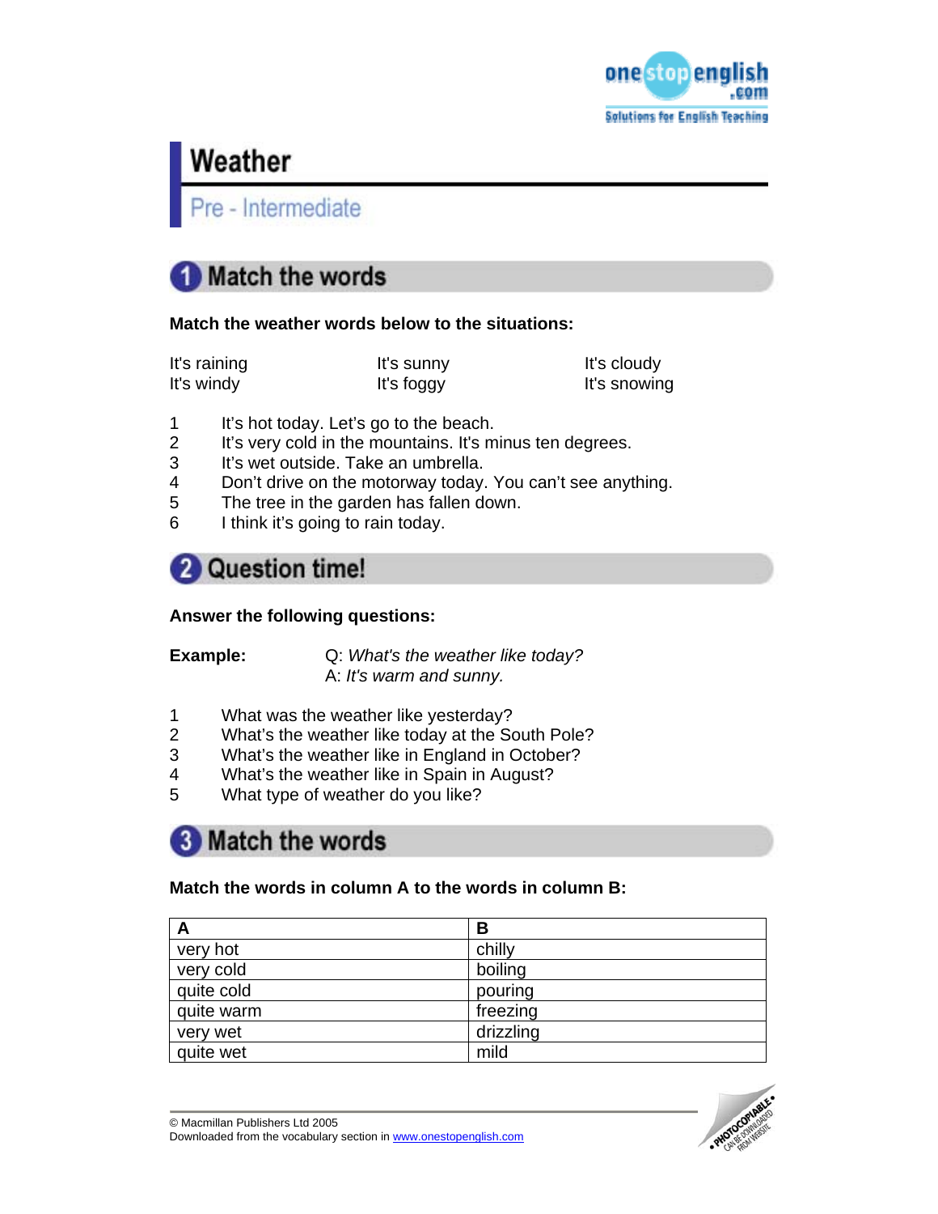# Weather

## Pre - Intermediate

## 1 Match the words

**Match the weather words below to the situations:**

| | | |
|---|---|---|
| It's raining | It's sunny | It's cloudy |
| It's windy | It's foggy | It's snowing |

1. It's hot today. Let's go to the beach.
2. It's very cold in the mountains. It's minus ten degrees.
3. It's wet outside. Take an umbrella.
4. Don't drive on the motorway today. You can't see anything.
5. The tree in the garden has fallen down.
6. I think it's going to rain today.

## 2 Question time!

**Answer the following questions:**

**Example:** Q: *What's the weather like today?*
A: *It's warm and sunny.*

1. What was the weather like yesterday?
2. What's the weather like today at the South Pole?
3. What's the weather like in England in October?
4. What's the weather like in Spain in August?
5. What type of weather do you like?

## 3 Match the words

**Match the words in column A to the words in column B:**

| A | B |
|---|---|
| very hot | chilly |
| very cold | boiling |
| quite cold | pouring |
| quite warm | freezing |
| very wet | drizzling |
| quite wet | mild |

© Macmillan Publishers Ltd 2005
Downloaded from the vocabulary section in www.onestopenglish.com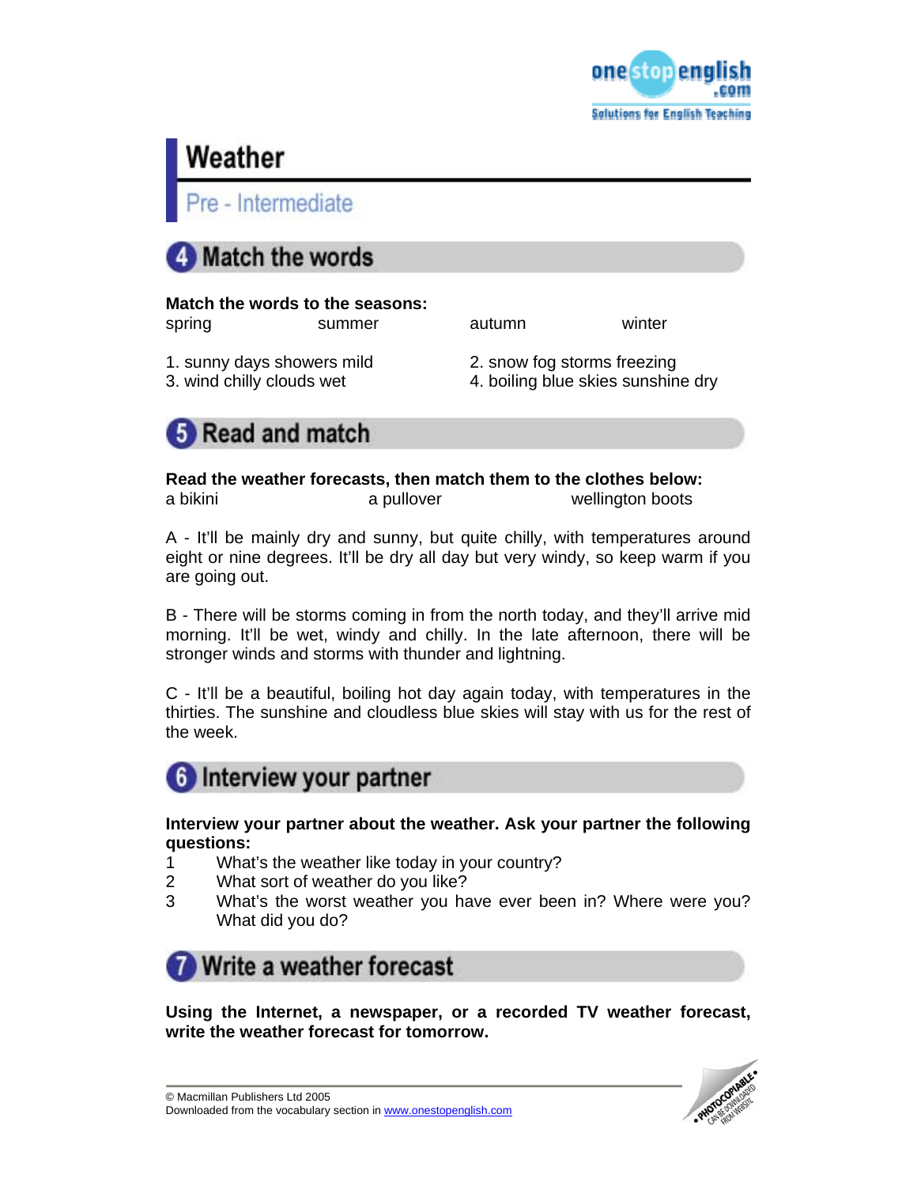# Weather

## Pre - Intermediate

### 4 Match the words

**Match the words to the seasons:**

spring summer autumn winter

1. sunny days showers mild
2. snow fog storms freezing
3. wind chilly clouds wet
4. boiling blue skies sunshine dry

### 5 Read and match

**Read the weather forecasts, then match them to the clothes below:**

a bikini a pullover wellington boots

A - It'll be mainly dry and sunny, but quite chilly, with temperatures around eight or nine degrees. It'll be dry all day but very windy, so keep warm if you are going out.

B - There will be storms coming in from the north today, and they'll arrive mid morning. It'll be wet, windy and chilly. In the late afternoon, there will be stronger winds and storms with thunder and lightning.

C - It'll be a beautiful, boiling hot day again today, with temperatures in the thirties. The sunshine and cloudless blue skies will stay with us for the rest of the week.

### 6 Interview your partner

**Interview your partner about the weather. Ask your partner the following questions:**

1. What's the weather like today in your country?
2. What sort of weather do you like?
3. What's the worst weather you have ever been in? Where were you? What did you do?

### 7 Write a weather forecast

**Using the Internet, a newspaper, or a recorded TV weather forecast, write the weather forecast for tomorrow.**

© Macmillan Publishers Ltd 2005
Downloaded from the vocabulary section in www.onestopenglish.com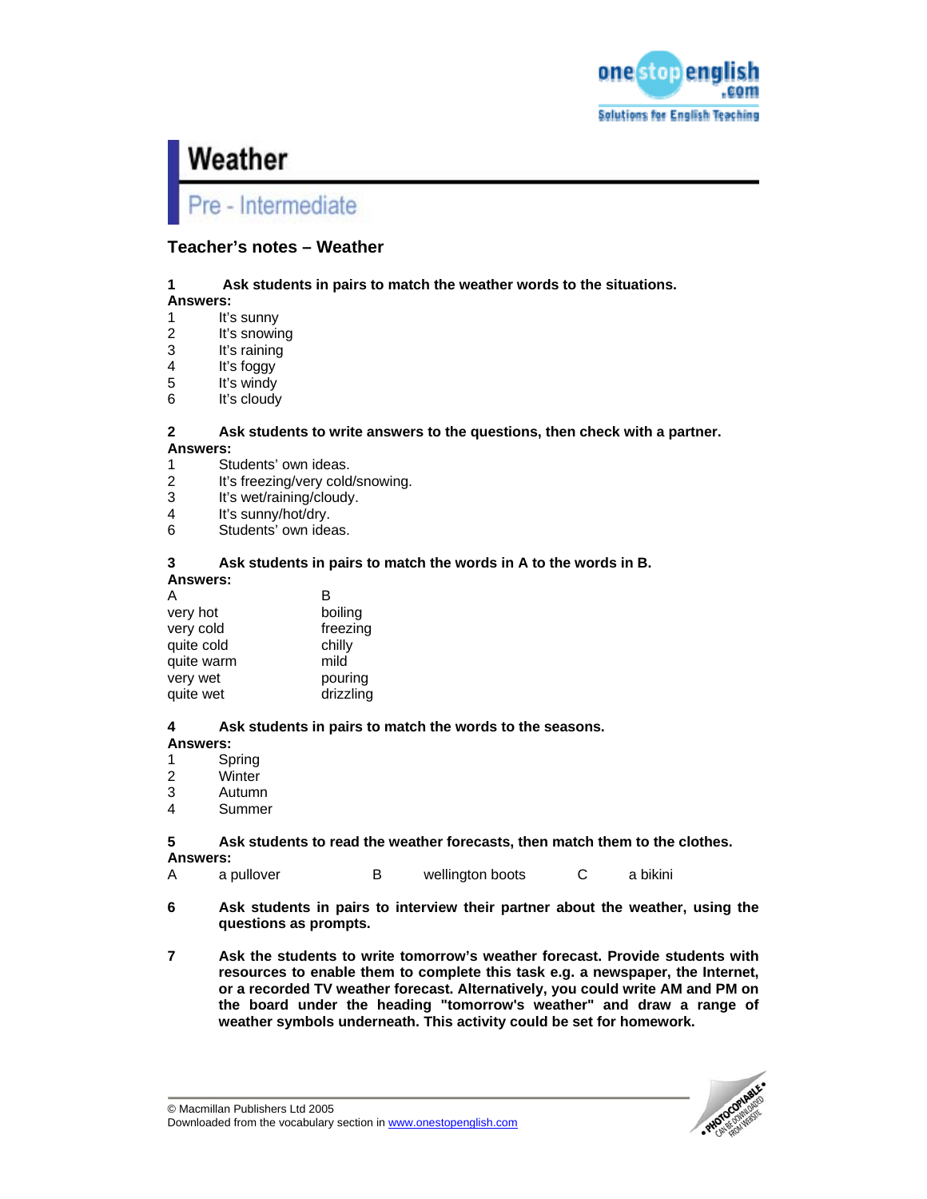# Weather

## Pre - Intermediate

### Teacher's notes – Weather

**1 Ask students in pairs to match the weather words to the situations.**

**Answers:**

1 It's sunny
2 It's snowing
3 It's raining
4 It's foggy
5 It's windy
6 It's cloudy

**2 Ask students to write answers to the questions, then check with a partner.**

**Answers:**

1 Students' own ideas.
2 It's freezing/very cold/snowing.
3 It's wet/raining/cloudy.
4 It's sunny/hot/dry.
6 Students' own ideas.

**3 Ask students in pairs to match the words in A to the words in B.**

**Answers:**

| A | B |
|---|---|
| very hot | boiling |
| very cold | freezing |
| quite cold | chilly |
| quite warm | mild |
| very wet | pouring |
| quite wet | drizzling |

**4 Ask students in pairs to match the words to the seasons.**

**Answers:**

1 Spring
2 Winter
3 Autumn
4 Summer

**5 Ask students to read the weather forecasts, then match them to the clothes.**

**Answers:**

A a pullover B wellington boots C a bikini

**6 Ask students in pairs to interview their partner about the weather, using the questions as prompts.**

**7 Ask the students to write tomorrow's weather forecast. Provide students with resources to enable them to complete this task e.g. a newspaper, the Internet, or a recorded TV weather forecast. Alternatively, you could write AM and PM on the board under the heading "tomorrow's weather" and draw a range of weather symbols underneath. This activity could be set for homework.**

© Macmillan Publishers Ltd 2005
Downloaded from the vocabulary section in www.onestopenglish.com